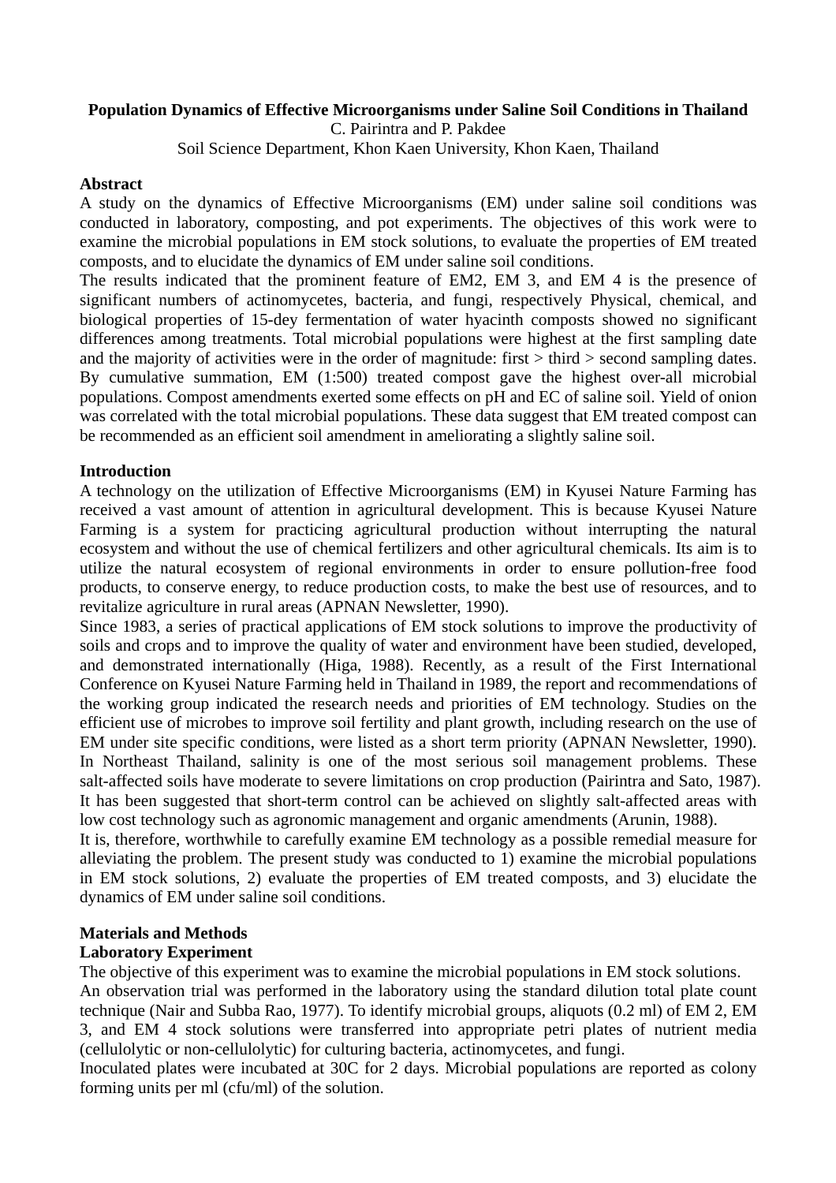# Population Dynamics of Effective Microorganisms under Saline Soil Conditions in Thailand

C. Pairintra and P. Pakdee

Soil Science Department, Khon Kaen University, Khon Kaen, Thailand

## Abstract

A study on the dynamics of Effective Microorganisms (EM) under saline soil conditions was conducted in laboratory, composting, and pot experiments. The objectives of this work were to examine the microbial populations in EM stock solutions, to evaluate the properties of EM treated composts, and to elucidate the dynamics of EM under saline soil conditions.

The results indicated that the prominent feature of EM2, EM 3, and EM 4 is the presence of significant numbers of actinomycetes, bacteria, and fungi, respectively Physical, chemical, and biological properties of 15-dey fermentation of water hyacinth composts showed no significant differences among treatments. Total microbial populations were highest at the first sampling date and the majority of activities were in the order of magnitude: first > third > second sampling dates. By cumulative summation, EM (1:500) treated compost gave the highest over-all microbial populations. Compost amendments exerted some effects on pH and EC of saline soil. Yield of onion was correlated with the total microbial populations. These data suggest that EM treated compost can be recommended as an efficient soil amendment in ameliorating a slightly saline soil.

## Introduction

A technology on the utilization of Effective Microorganisms (EM) in Kyusei Nature Farming has received a vast amount of attention in agricultural development. This is because Kyusei Nature Farming is a system for practicing agricultural production without interrupting the natural ecosystem and without the use of chemical fertilizers and other agricultural chemicals. Its aim is to utilize the natural ecosystem of regional environments in order to ensure pollution-free food products, to conserve energy, to reduce production costs, to make the best use of resources, and to revitalize agriculture in rural areas (APNAN Newsletter, 1990).

Since 1983, a series of practical applications of EM stock solutions to improve the productivity of soils and crops and to improve the quality of water and environment have been studied, developed, and demonstrated internationally (Higa, 1988). Recently, as a result of the First International Conference on Kyusei Nature Farming held in Thailand in 1989, the report and recommendations of the working group indicated the research needs and priorities of EM technology. Studies on the efficient use of microbes to improve soil fertility and plant growth, including research on the use of EM under site specific conditions, were listed as a short term priority (APNAN Newsletter, 1990).

In Northeast Thailand, salinity is one of the most serious soil management problems. These salt-affected soils have moderate to severe limitations on crop production (Pairintra and Sato, 1987). It has been suggested that short-term control can be achieved on slightly salt-affected areas with low cost technology such as agronomic management and organic amendments (Arunin, 1988).

It is, therefore, worthwhile to carefully examine EM technology as a possible remedial measure for alleviating the problem. The present study was conducted to 1) examine the microbial populations in EM stock solutions, 2) evaluate the properties of EM treated composts, and 3) elucidate the dynamics of EM under saline soil conditions.

## Materials and Methods

### Laboratory Experiment

The objective of this experiment was to examine the microbial populations in EM stock solutions.

An observation trial was performed in the laboratory using the standard dilution total plate count technique (Nair and Subba Rao, 1977). To identify microbial groups, aliquots (0.2 ml) of EM 2, EM 3, and EM 4 stock solutions were transferred into appropriate petri plates of nutrient media (cellulolytic or non-cellulolytic) for culturing bacteria, actinomycetes, and fungi.

Inoculated plates were incubated at 30C for 2 days. Microbial populations are reported as colony forming units per ml (cfu/ml) of the solution.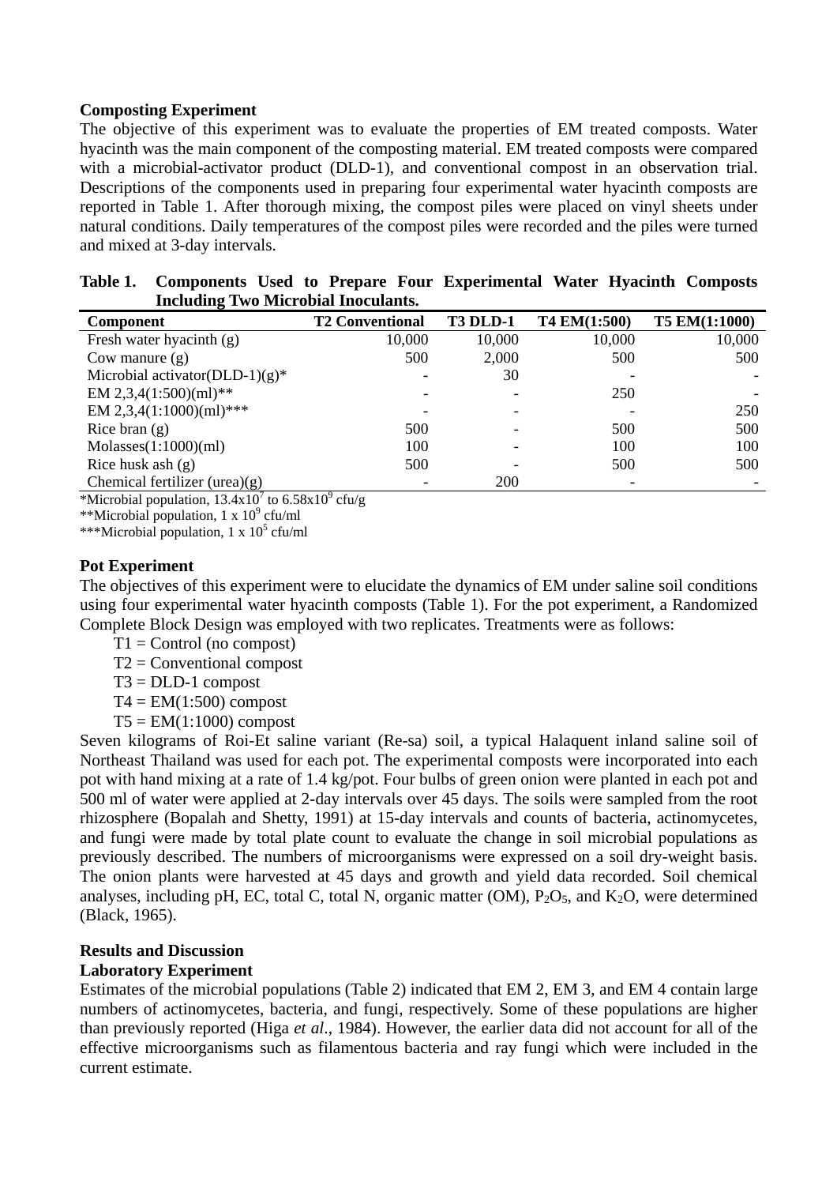**Composting Experiment**

The objective of this experiment was to evaluate the properties of EM treated composts. Water hyacinth was the main component of the composting material. EM treated composts were compared with a microbial-activator product (DLD-1), and conventional compost in an observation trial. Descriptions of the components used in preparing four experimental water hyacinth composts are reported in Table 1. After thorough mixing, the compost piles were placed on vinyl sheets under natural conditions. Daily temperatures of the compost piles were recorded and the piles were turned and mixed at 3-day intervals.

**Table 1. Components Used to Prepare Four Experimental Water Hyacinth Composts Including Two Microbial Inoculants.**

| Component | T2 Conventional | T3 DLD-1 | T4 EM(1:500) | T5 EM(1:1000) |
|---|---|---|---|---|
| Fresh water hyacinth (g) | 10,000 | 10,000 | 10,000 | 10,000 |
| Cow manure (g) | 500 | 2,000 | 500 | 500 |
| Microbial activator(DLD-1)(g)* | - | 30 | - | - |
| EM 2,3,4(1:500)(ml)** | - | - | 250 | - |
| EM 2,3,4(1:1000)(ml)*** | - | - | - | 250 |
| Rice bran (g) | 500 | - | 500 | 500 |
| Molasses(1:1000)(ml) | 100 | - | 100 | 100 |
| Rice husk ash (g) | 500 | - | 500 | 500 |
| Chemical fertilizer (urea)(g) | - | 200 | - | - |

*Microbial population, $13.4 \times 10^{7}$ to $6.58 \times 10^{9}$ cfu/g

**Microbial population, $1 \times 10^{9}$ cfu/ml

***Microbial population, $1 \times 10^{5}$ cfu/ml

**Pot Experiment**

The objectives of this experiment were to elucidate the dynamics of EM under saline soil conditions using four experimental water hyacinth composts (Table 1). For the pot experiment, a Randomized Complete Block Design was employed with two replicates. Treatments were as follows:

- T1 = Control (no compost)
- T2 = Conventional compost
- T3 = DLD-1 compost
- T4 = EM(1:500) compost
- T5 = EM(1:1000) compost

Seven kilograms of Roi-Et saline variant (Re-sa) soil, a typical Halaquent inland saline soil of Northeast Thailand was used for each pot. The experimental composts were incorporated into each pot with hand mixing at a rate of 1.4 kg/pot. Four bulbs of green onion were planted in each pot and 500 ml of water were applied at 2-day intervals over 45 days. The soils were sampled from the root rhizosphere (Bopalah and Shetty, 1991) at 15-day intervals and counts of bacteria, actinomycetes, and fungi were made by total plate count to evaluate the change in soil microbial populations as previously described. The numbers of microorganisms were expressed on a soil dry-weight basis. The onion plants were harvested at 45 days and growth and yield data recorded. Soil chemical analyses, including pH, EC, total C, total N, organic matter (OM), $P_2O_5$, and $K_2O$, were determined (Black, 1965).

**Results and Discussion**

**Laboratory Experiment**

Estimates of the microbial populations (Table 2) indicated that EM 2, EM 3, and EM 4 contain large numbers of actinomycetes, bacteria, and fungi, respectively. Some of these populations are higher than previously reported (Higa *et al*., 1984). However, the earlier data did not account for all of the effective microorganisms such as filamentous bacteria and ray fungi which were included in the current estimate.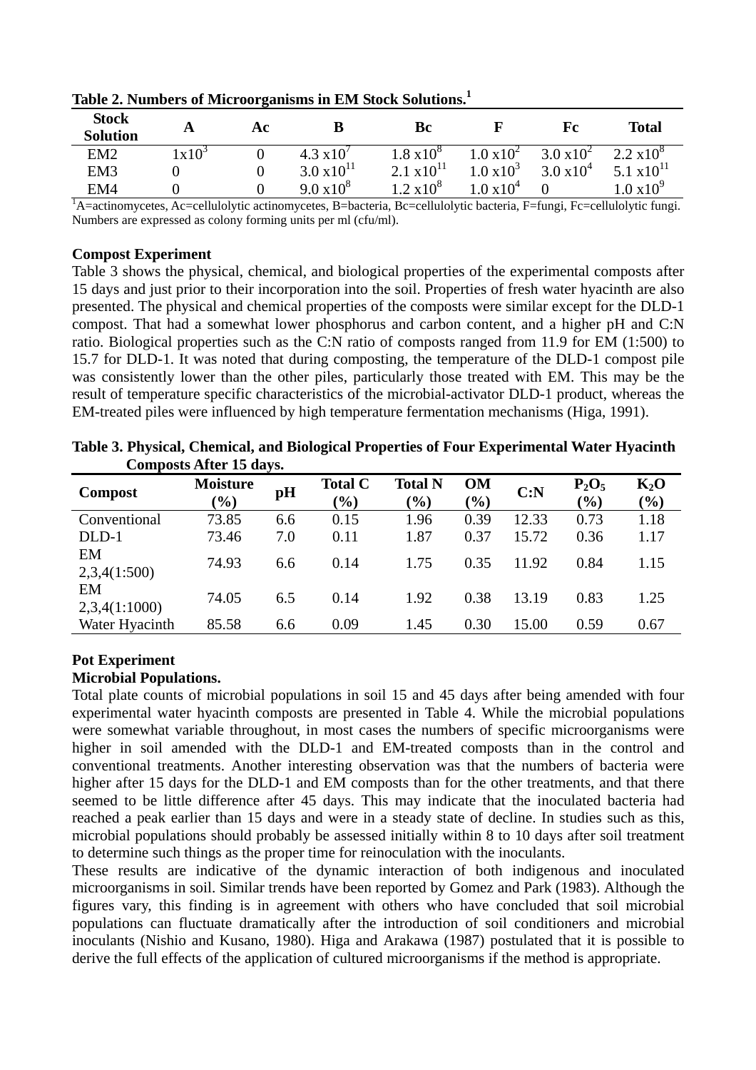**Table 2. Numbers of Microorganisms in EM Stock Solutions.**[1]

| Stock Solution | A | Ac | B | Bc | F | Fc | Total |
|---|---|---|---|---|---|---|---|
| EM2 | $1x10^3$ | 0 | $4.3 \times 10^7$ | $1.8 \times 10^8$ | $1.0 \times 10^2$ | $3.0 \times 10^2$ | $2.2 \times 10^8$ |
| EM3 | 0 | 0 | $3.0 \times 10^{11}$ | $2.1 \times 10^{11}$ | $1.0 \times 10^3$ | $3.0 \times 10^4$ | $5.1 \times 10^{11}$ |
| EM4 | 0 | 0 | $9.0 \times 10^8$ | $1.2 \times 10^8$ | $1.0 \times 10^4$ | 0 | $1.0 \times 10^9$ |

[1]A=actinomycetes, Ac=cellulolytic actinomycetes, B=bacteria, Bc=cellulolytic bacteria, F=fungi, Fc=cellulolytic fungi. Numbers are expressed as colony forming units per ml (cfu/ml).

**Compost Experiment**

Table 3 shows the physical, chemical, and biological properties of the experimental composts after 15 days and just prior to their incorporation into the soil. Properties of fresh water hyacinth are also presented. The physical and chemical properties of the composts were similar except for the DLD-1 compost. That had a somewhat lower phosphorus and carbon content, and a higher pH and C:N ratio. Biological properties such as the C:N ratio of composts ranged from 11.9 for EM (1:500) to 15.7 for DLD-1. It was noted that during composting, the temperature of the DLD-1 compost pile was consistently lower than the other piles, particularly those treated with EM. This may be the result of temperature specific characteristics of the microbial-activator DLD-1 product, whereas the EM-treated piles were influenced by high temperature fermentation mechanisms (Higa, 1991).

**Table 3. Physical, Chemical, and Biological Properties of Four Experimental Water Hyacinth Composts After 15 days.**

| Compost | Moisture (%) | pH | Total C (%) | Total N (%) | OM (%) | C:N | $P_2O_5$ (%) | $K_2O$ (%) |
|---|---|---|---|---|---|---|---|---|
| Conventional | 73.85 | 6.6 | 0.15 | 1.96 | 0.39 | 12.33 | 0.73 | 1.18 |
| DLD-1 | 73.46 | 7.0 | 0.11 | 1.87 | 0.37 | 15.72 | 0.36 | 1.17 |
| EM 2,3,4(1:500) | 74.93 | 6.6 | 0.14 | 1.75 | 0.35 | 11.92 | 0.84 | 1.15 |
| EM 2,3,4(1:1000) | 74.05 | 6.5 | 0.14 | 1.92 | 0.38 | 13.19 | 0.83 | 1.25 |
| Water Hyacinth | 85.58 | 6.6 | 0.09 | 1.45 | 0.30 | 15.00 | 0.59 | 0.67 |

**Pot Experiment**

**Microbial Populations.**

Total plate counts of microbial populations in soil 15 and 45 days after being amended with four experimental water hyacinth composts are presented in Table 4. While the microbial populations were somewhat variable throughout, in most cases the numbers of specific microorganisms were higher in soil amended with the DLD-1 and EM-treated composts than in the control and conventional treatments. Another interesting observation was that the numbers of bacteria were higher after 15 days for the DLD-1 and EM composts than for the other treatments, and that there seemed to be little difference after 45 days. This may indicate that the inoculated bacteria had reached a peak earlier than 15 days and were in a steady state of decline. In studies such as this, microbial populations should probably be assessed initially within 8 to 10 days after soil treatment to determine such things as the proper time for reinoculation with the inoculants.

These results are indicative of the dynamic interaction of both indigenous and inoculated microorganisms in soil. Similar trends have been reported by Gomez and Park (1983). Although the figures vary, this finding is in agreement with others who have concluded that soil microbial populations can fluctuate dramatically after the introduction of soil conditioners and microbial inoculants (Nishio and Kusano, 1980). Higa and Arakawa (1987) postulated that it is possible to derive the full effects of the application of cultured microorganisms if the method is appropriate.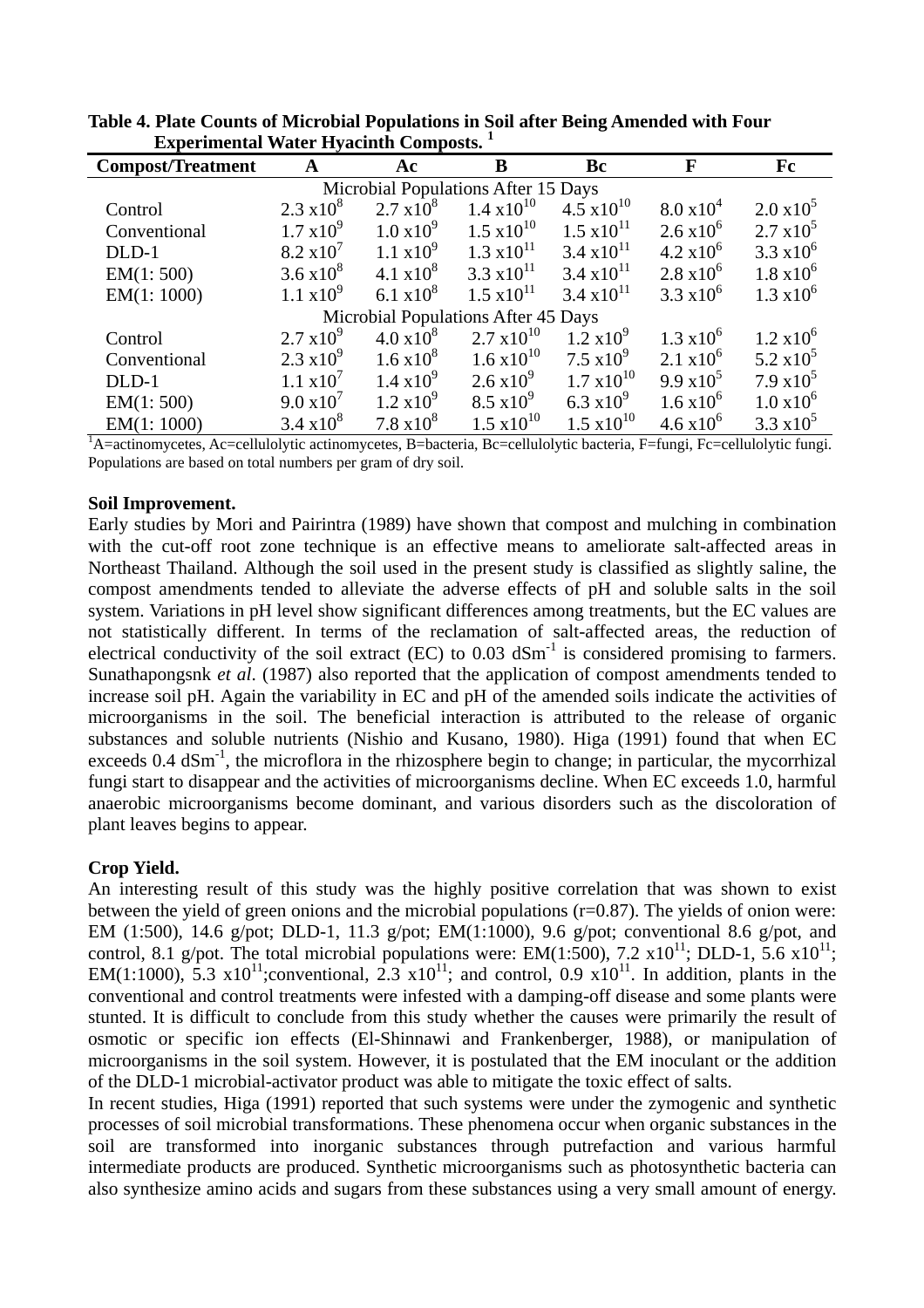**Table 4. Plate Counts of Microbial Populations in Soil after Being Amended with Four Experimental Water Hyacinth Composts.** [1]

| Compost/Treatment | A | Ac | B | Bc | F | Fc |
|---|---|---|---|---|---|---|
| Microbial Populations After 15 Days | | | | | | |
| Control | $2.3 \times 10^{8}$ | $2.7 \times 10^{8}$ | $1.4 \times 10^{10}$ | $4.5 \times 10^{10}$ | $8.0 \times 10^{4}$ | $2.0 \times 10^{5}$ |
| Conventional | $1.7 \times 10^{9}$ | $1.0 \times 10^{9}$ | $1.5 \times 10^{10}$ | $1.5 \times 10^{11}$ | $2.6 \times 10^{6}$ | $2.7 \times 10^{5}$ |
| DLD-1 | $8.2 \times 10^{7}$ | $1.1 \times 10^{9}$ | $1.3 \times 10^{11}$ | $3.4 \times 10^{11}$ | $4.2 \times 10^{6}$ | $3.3 \times 10^{6}$ |
| EM(1: 500) | $3.6 \times 10^{8}$ | $4.1 \times 10^{8}$ | $3.3 \times 10^{11}$ | $3.4 \times 10^{11}$ | $2.8 \times 10^{6}$ | $1.8 \times 10^{6}$ |
| EM(1: 1000) | $1.1 \times 10^{9}$ | $6.1 \times 10^{8}$ | $1.5 \times 10^{11}$ | $3.4 \times 10^{11}$ | $3.3 \times 10^{6}$ | $1.3 \times 10^{6}$ |
| Microbial Populations After 45 Days | | | | | | |
| Control | $2.7 \times 10^{9}$ | $4.0 \times 10^{8}$ | $2.7 \times 10^{10}$ | $1.2 \times 10^{9}$ | $1.3 \times 10^{6}$ | $1.2 \times 10^{6}$ |
| Conventional | $2.3 \times 10^{9}$ | $1.6 \times 10^{8}$ | $1.6 \times 10^{10}$ | $7.5 \times 10^{9}$ | $2.1 \times 10^{6}$ | $5.2 \times 10^{5}$ |
| DLD-1 | $1.1 \times 10^{7}$ | $1.4 \times 10^{9}$ | $2.6 \times 10^{9}$ | $1.7 \times 10^{10}$ | $9.9 \times 10^{5}$ | $7.9 \times 10^{5}$ |
| EM(1: 500) | $9.0 \times 10^{7}$ | $1.2 \times 10^{9}$ | $8.5 \times 10^{9}$ | $6.3 \times 10^{9}$ | $1.6 \times 10^{6}$ | $1.0 \times 10^{6}$ |
| EM(1: 1000) | $3.4 \times 10^{8}$ | $7.8 \times 10^{8}$ | $1.5 \times 10^{10}$ | $1.5 \times 10^{10}$ | $4.6 \times 10^{6}$ | $3.3 \times 10^{5}$ |

[1] A=actinomycetes, Ac=cellulolytic actinomycetes, B=bacteria, Bc=cellulolytic bacteria, F=fungi, Fc=cellulolytic fungi. Populations are based on total numbers per gram of dry soil.

**Soil Improvement.**

Early studies by Mori and Pairintra (1989) have shown that compost and mulching in combination with the cut-off root zone technique is an effective means to ameliorate salt-affected areas in Northeast Thailand. Although the soil used in the present study is classified as slightly saline, the compost amendments tended to alleviate the adverse effects of pH and soluble salts in the soil system. Variations in pH level show significant differences among treatments, but the EC values are not statistically different. In terms of the reclamation of salt-affected areas, the reduction of electrical conductivity of the soil extract (EC) to 0.03 $dSm^{-1}$ is considered promising to farmers. Sunathapongsnk *et al*. (1987) also reported that the application of compost amendments tended to increase soil pH. Again the variability in EC and pH of the amended soils indicate the activities of microorganisms in the soil. The beneficial interaction is attributed to the release of organic substances and soluble nutrients (Nishio and Kusano, 1980). Higa (1991) found that when EC exceeds 0.4 $dSm^{-1}$, the microflora in the rhizosphere begin to change; in particular, the mycorrhizal fungi start to disappear and the activities of microorganisms decline. When EC exceeds 1.0, harmful anaerobic microorganisms become dominant, and various disorders such as the discoloration of plant leaves begins to appear.

**Crop Yield.**

An interesting result of this study was the highly positive correlation that was shown to exist between the yield of green onions and the microbial populations (r=0.87). The yields of onion were: EM (1:500), 14.6 g/pot; DLD-1, 11.3 g/pot; EM(1:1000), 9.6 g/pot; conventional 8.6 g/pot, and control, 8.1 g/pot. The total microbial populations were: EM(1:500), $7.2 \times 10^{11}$; DLD-1, $5.6 \times 10^{11}$; EM(1:1000), $5.3 \times 10^{11}$;conventional, $2.3 \times 10^{11}$; and control, $0.9 \times 10^{11}$. In addition, plants in the conventional and control treatments were infested with a damping-off disease and some plants were stunted. It is difficult to conclude from this study whether the causes were primarily the result of osmotic or specific ion effects (El-Shinnawi and Frankenberger, 1988), or manipulation of microorganisms in the soil system. However, it is postulated that the EM inoculant or the addition of the DLD-1 microbial-activator product was able to mitigate the toxic effect of salts.

In recent studies, Higa (1991) reported that such systems were under the zymogenic and synthetic processes of soil microbial transformations. These phenomena occur when organic substances in the soil are transformed into inorganic substances through putrefaction and various harmful intermediate products are produced. Synthetic microorganisms such as photosynthetic bacteria can also synthesize amino acids and sugars from these substances using a very small amount of energy.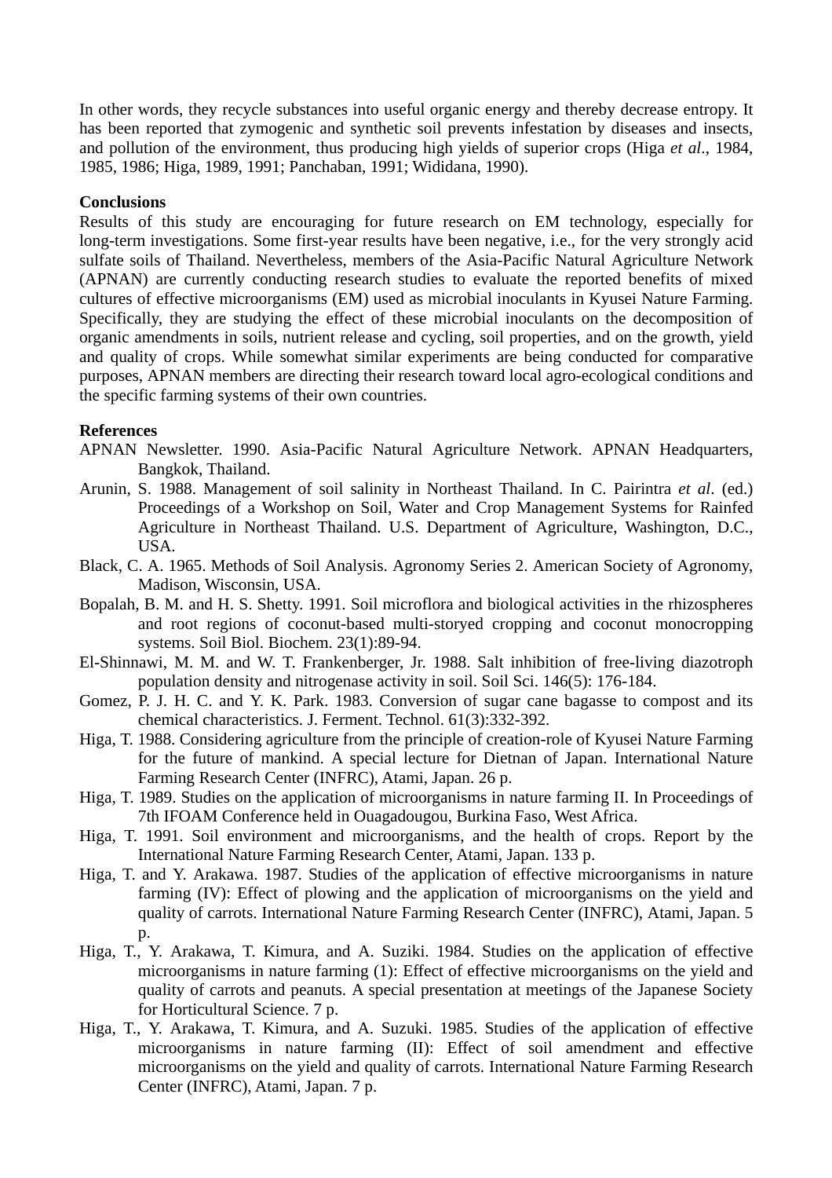In other words, they recycle substances into useful organic energy and thereby decrease entropy. It has been reported that zymogenic and synthetic soil prevents infestation by diseases and insects, and pollution of the environment, thus producing high yields of superior crops (Higa *et al*., 1984, 1985, 1986; Higa, 1989, 1991; Panchaban, 1991; Wididana, 1990).

**Conclusions**

Results of this study are encouraging for future research on EM technology, especially for long-term investigations. Some first-year results have been negative, i.e., for the very strongly acid sulfate soils of Thailand. Nevertheless, members of the Asia-Pacific Natural Agriculture Network (APNAN) are currently conducting research studies to evaluate the reported benefits of mixed cultures of effective microorganisms (EM) used as microbial inoculants in Kyusei Nature Farming. Specifically, they are studying the effect of these microbial inoculants on the decomposition of organic amendments in soils, nutrient release and cycling, soil properties, and on the growth, yield and quality of crops. While somewhat similar experiments are being conducted for comparative purposes, APNAN members are directing their research toward local agro-ecological conditions and the specific farming systems of their own countries.

**References**

APNAN Newsletter. 1990. Asia-Pacific Natural Agriculture Network. APNAN Headquarters, Bangkok, Thailand.

Arunin, S. 1988. Management of soil salinity in Northeast Thailand. In C. Pairintra *et al*. (ed.) Proceedings of a Workshop on Soil, Water and Crop Management Systems for Rainfed Agriculture in Northeast Thailand. U.S. Department of Agriculture, Washington, D.C., USA.

Black, C. A. 1965. Methods of Soil Analysis. Agronomy Series 2. American Society of Agronomy, Madison, Wisconsin, USA.

Bopalah, B. M. and H. S. Shetty. 1991. Soil microflora and biological activities in the rhizospheres and root regions of coconut-based multi-storyed cropping and coconut monocropping systems. Soil Biol. Biochem. 23(1):89-94.

El-Shinnawi, M. M. and W. T. Frankenberger, Jr. 1988. Salt inhibition of free-living diazotroph population density and nitrogenase activity in soil. Soil Sci. 146(5): 176-184.

Gomez, P. J. H. C. and Y. K. Park. 1983. Conversion of sugar cane bagasse to compost and its chemical characteristics. J. Ferment. Technol. 61(3):332-392.

Higa, T. 1988. Considering agriculture from the principle of creation-role of Kyusei Nature Farming for the future of mankind. A special lecture for Dietnan of Japan. International Nature Farming Research Center (INFRC), Atami, Japan. 26 p.

Higa, T. 1989. Studies on the application of microorganisms in nature farming II. In Proceedings of 7th IFOAM Conference held in Ouagadougou, Burkina Faso, West Africa.

Higa, T. 1991. Soil environment and microorganisms, and the health of crops. Report by the International Nature Farming Research Center, Atami, Japan. 133 p.

Higa, T. and Y. Arakawa. 1987. Studies of the application of effective microorganisms in nature farming (IV): Effect of plowing and the application of microorganisms on the yield and quality of carrots. International Nature Farming Research Center (INFRC), Atami, Japan. 5 p.

Higa, T., Y. Arakawa, T. Kimura, and A. Suziki. 1984. Studies on the application of effective microorganisms in nature farming (1): Effect of effective microorganisms on the yield and quality of carrots and peanuts. A special presentation at meetings of the Japanese Society for Horticultural Science. 7 p.

Higa, T., Y. Arakawa, T. Kimura, and A. Suzuki. 1985. Studies of the application of effective microorganisms in nature farming (II): Effect of soil amendment and effective microorganisms on the yield and quality of carrots. International Nature Farming Research Center (INFRC), Atami, Japan. 7 p.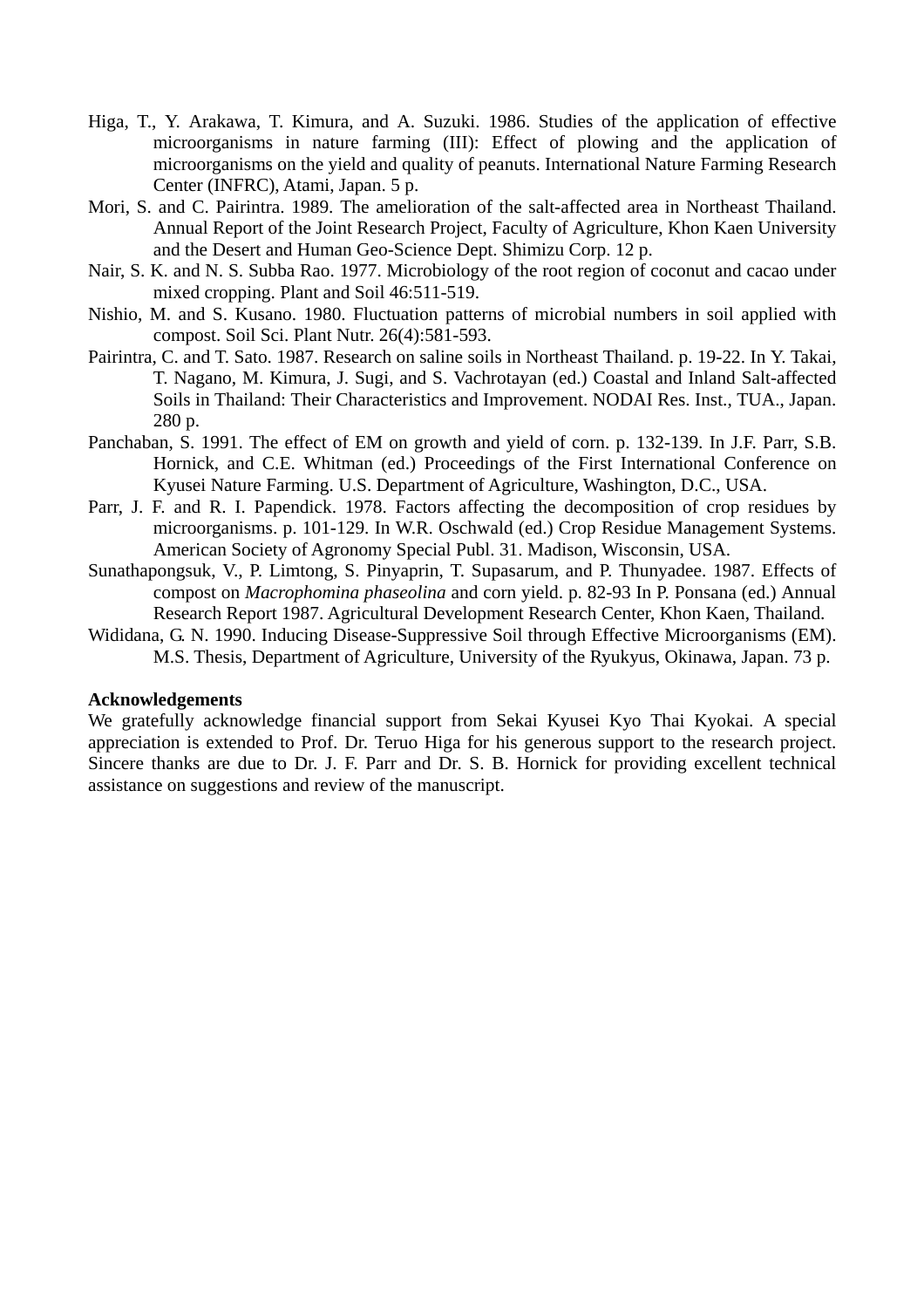Higa, T., Y. Arakawa, T. Kimura, and A. Suzuki. 1986. Studies of the application of effective microorganisms in nature farming (III): Effect of plowing and the application of microorganisms on the yield and quality of peanuts. International Nature Farming Research Center (INFRC), Atami, Japan. 5 p.

Mori, S. and C. Pairintra. 1989. The amelioration of the salt-affected area in Northeast Thailand. Annual Report of the Joint Research Project, Faculty of Agriculture, Khon Kaen University and the Desert and Human Geo-Science Dept. Shimizu Corp. 12 p.

Nair, S. K. and N. S. Subba Rao. 1977. Microbiology of the root region of coconut and cacao under mixed cropping. Plant and Soil 46:511-519.

Nishio, M. and S. Kusano. 1980. Fluctuation patterns of microbial numbers in soil applied with compost. Soil Sci. Plant Nutr. 26(4):581-593.

Pairintra, C. and T. Sato. 1987. Research on saline soils in Northeast Thailand. p. 19-22. In Y. Takai, T. Nagano, M. Kimura, J. Sugi, and S. Vachrotayan (ed.) Coastal and Inland Salt-affected Soils in Thailand: Their Characteristics and Improvement. NODAI Res. Inst., TUA., Japan. 280 p.

Panchaban, S. 1991. The effect of EM on growth and yield of corn. p. 132-139. In J.F. Parr, S.B. Hornick, and C.E. Whitman (ed.) Proceedings of the First International Conference on Kyusei Nature Farming. U.S. Department of Agriculture, Washington, D.C., USA.

Parr, J. F. and R. I. Papendick. 1978. Factors affecting the decomposition of crop residues by microorganisms. p. 101-129. In W.R. Oschwald (ed.) Crop Residue Management Systems. American Society of Agronomy Special Publ. 31. Madison, Wisconsin, USA.

Sunathapongsuk, V., P. Limtong, S. Pinyaprin, T. Supasarum, and P. Thunyadee. 1987. Effects of compost on *Macrophomina phaseolina* and corn yield. p. 82-93 In P. Ponsana (ed.) Annual Research Report 1987. Agricultural Development Research Center, Khon Kaen, Thailand.

Wididana, G. N. 1990. Inducing Disease-Suppressive Soil through Effective Microorganisms (EM). M.S. Thesis, Department of Agriculture, University of the Ryukyus, Okinawa, Japan. 73 p.

**Acknowledgements**

We gratefully acknowledge financial support from Sekai Kyusei Kyo Thai Kyokai. A special appreciation is extended to Prof. Dr. Teruo Higa for his generous support to the research project. Sincere thanks are due to Dr. J. F. Parr and Dr. S. B. Hornick for providing excellent technical assistance on suggestions and review of the manuscript.